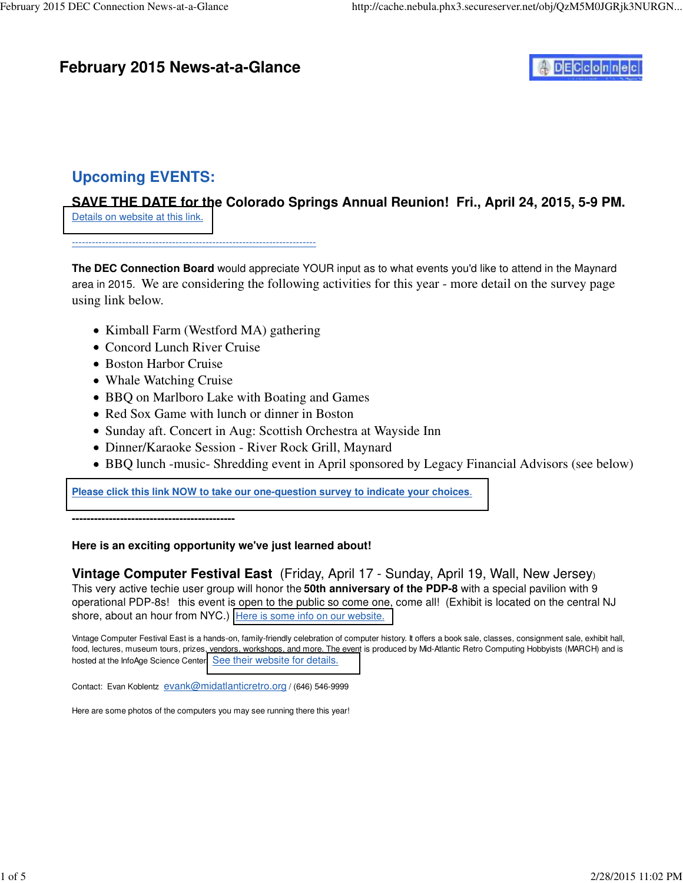# February 2015 News-at-a-Glance

## Upcoming EVENTS:

**SAVE THE DATE for the Colorado Springs Annual Reunion! Fri., April 24, 2015, 5-9 PM.**

Details on website at this link.

------------------------------------------------------------------------

**The DEC Connection Board** would appreciate YOUR input as to what events you'd like to attend in the Maynard area in 2015. We are considering the following activities for this year - more detail on the survey page using link below.

- Kimball Farm (Westford MA) gathering
- Concord Lunch River Cruise
- Boston Harbor Cruise
- Whale Watching Cruise
- BBQ on Marlboro Lake with Boating and Games
- Red Sox Game with lunch or dinner in Boston
- Sunday aft. Concert in Aug: Scottish Orchestra at Wayside Inn
- Dinner/Karaoke Session - River Rock Grill, Maynard
- BBQ lunch -music- Shredding event in April sponsored by Legacy Financial Advisors (see below)

**Please click this link NOW to take our one-question survey to indicate your choices.**

**--------------------------------------------**

**Here is an exciting opportunity we've just learned about!**

**Vintage Computer Festival East** (Friday, April 17 - Sunday, April 19, Wall, New Jersey)
This very active techie user group will honor the **50th anniversary of the PDP-8** with a special pavilion with 9 operational PDP-8s! this event is open to the public so come one, come all! (Exhibit is located on the central NJ shore, about an hour from NYC.) Here is some info on our website.

Vintage Computer Festival East is a hands-on, family-friendly celebration of computer history. It offers a book sale, classes, consignment sale, exhibit hall, food, lectures, museum tours, prizes, vendors, workshops, and more. The event is produced by Mid-Atlantic Retro Computing Hobbyists (MARCH) and is hosted at the InfoAge Science Center. See their website for details.

Contact: Evan Koblentz evank@midatlanticretro.org / (646) 546-9999

Here are some photos of the computers you may see running there this year!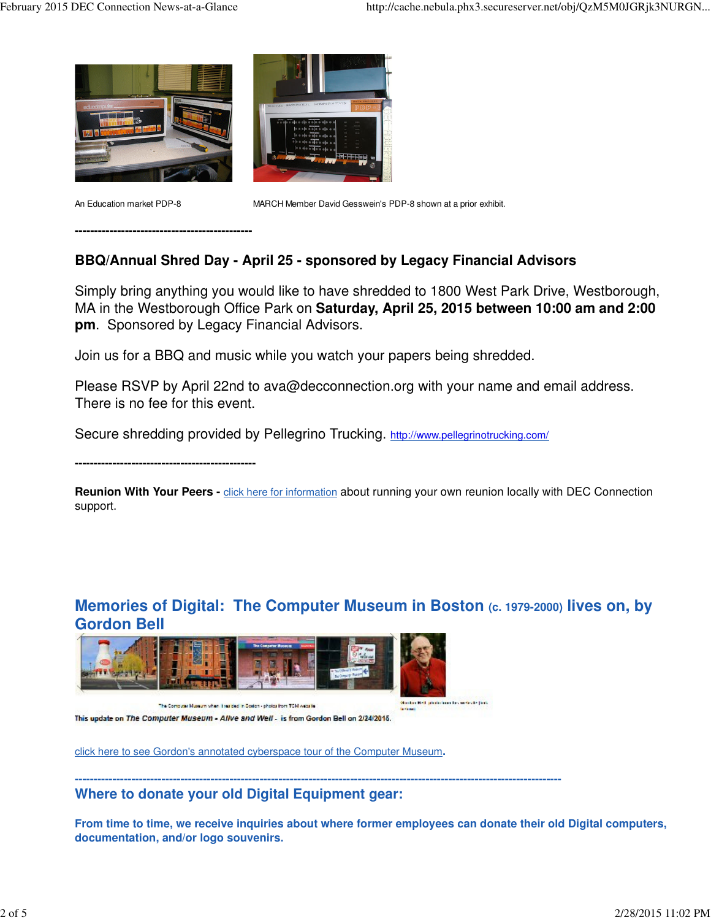An Education market PDP-8

MARCH Member David Gesswein's PDP-8 shown at a prior exhibit.

-----------------------------------------------

**BBQ/Annual Shred Day - April 25 - sponsored by Legacy Financial Advisors**

Simply bring anything you would like to have shredded to 1800 West Park Drive, Westborough, MA in the Westborough Office Park on **Saturday, April 25, 2015 between 10:00 am and 2:00 pm**. Sponsored by Legacy Financial Advisors.

Join us for a BBQ and music while you watch your papers being shredded.

Please RSVP by April 22nd to ava@decconnection.org with your name and email address. There is no fee for this event.

Secure shredding provided by Pellegrino Trucking. http://www.pellegrinotrucking.com/

-----------------------------------------------

**Reunion With Your Peers -** click here for information about running your own reunion locally with DEC Connection support.

## Memories of Digital: The Computer Museum in Boston (c. 1979-2000) lives on, by Gordon Bell

This update on *The Computer Museum - Alive and Well -* is from Gordon Bell on 2/24/2015.

click here to see Gordon's annotated cyberspace tour of the Computer Museum.

-----------------------------------------------------------------------------------------------------------------------

## Where to donate your old Digital Equipment gear:

**From time to time, we receive inquiries about where former employees can donate their old Digital computers, documentation, and/or logo souvenirs.**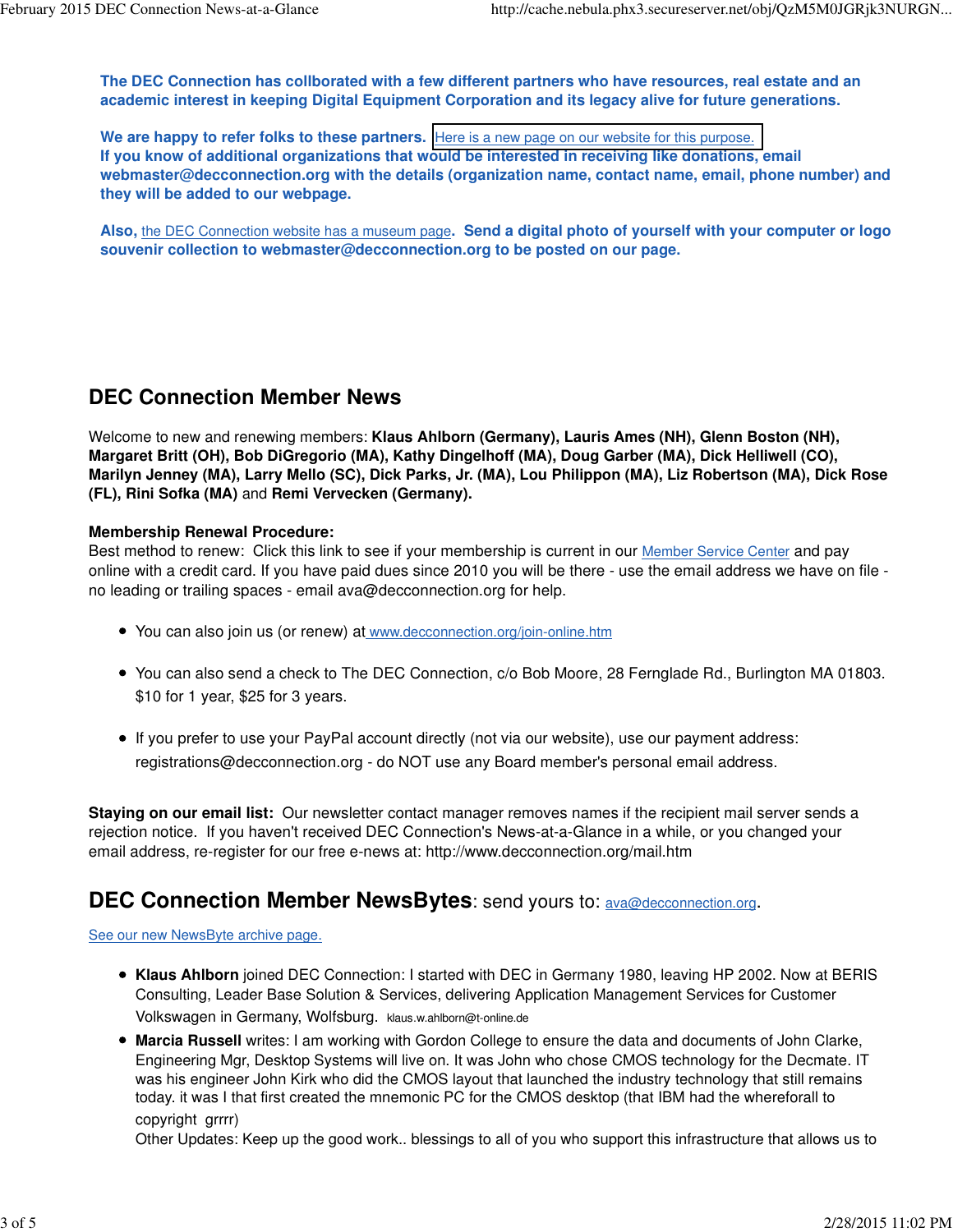**The DEC Connection has collborated with a few different partners who have resources, real estate and an academic interest in keeping Digital Equipment Corporation and its legacy alive for future generations.**

**We are happy to refer folks to these partners.** Here is a new page on our website for this purpose.
**If you know of additional organizations that would be interested in receiving like donations, email webmaster@decconnection.org with the details (organization name, contact name, email, phone number) and they will be added to our webpage.**

**Also,** the DEC Connection website has a museum page**. Send a digital photo of yourself with your computer or logo souvenir collection to webmaster@decconnection.org to be posted on our page.**

## DEC Connection Member News

Welcome to new and renewing members: **Klaus Ahlborn (Germany), Lauris Ames (NH), Glenn Boston (NH), Margaret Britt (OH), Bob DiGregorio (MA), Kathy Dingelhoff (MA), Doug Garber (MA), Dick Helliwell (CO), Marilyn Jenney (MA), Larry Mello (SC), Dick Parks, Jr. (MA), Lou Philippon (MA), Liz Robertson (MA), Dick Rose (FL), Rini Sofka (MA)** and **Remi Vervecken (Germany).**

**Membership Renewal Procedure:**
Best method to renew: Click this link to see if your membership is current in our Member Service Center and pay online with a credit card. If you have paid dues since 2010 you will be there - use the email address we have on file - no leading or trailing spaces - email ava@decconnection.org for help.

- You can also join us (or renew) at www.decconnection.org/join-online.htm
- You can also send a check to The DEC Connection, c/o Bob Moore, 28 Fernglade Rd., Burlington MA 01803. $10 for 1 year, $25 for 3 years.
- If you prefer to use your PayPal account directly (not via our website), use our payment address: registrations@decconnection.org - do NOT use any Board member's personal email address.

**Staying on our email list:** Our newsletter contact manager removes names if the recipient mail server sends a rejection notice. If you haven't received DEC Connection's News-at-a-Glance in a while, or you changed your email address, re-register for our free e-news at: http://www.decconnection.org/mail.htm

## DEC Connection Member NewsBytes: send yours to: ava@decconnection.org.

See our new NewsByte archive page.

- **Klaus Ahlborn** joined DEC Connection: I started with DEC in Germany 1980, leaving HP 2002. Now at BERIS Consulting, Leader Base Solution & Services, delivering Application Management Services for Customer Volkswagen in Germany, Wolfsburg. klaus.w.ahlborn@t-online.de
- **Marcia Russell** writes: I am working with Gordon College to ensure the data and documents of John Clarke, Engineering Mgr, Desktop Systems will live on. It was John who chose CMOS technology for the Decmate. IT was his engineer John Kirk who did the CMOS layout that launched the industry technology that still remains today. it was I that first created the mnemonic PC for the CMOS desktop (that IBM had the wherefore all to copyright grrrr)
  Other Updates: Keep up the good work.. blessings to all of you who support this infrastructure that allows us to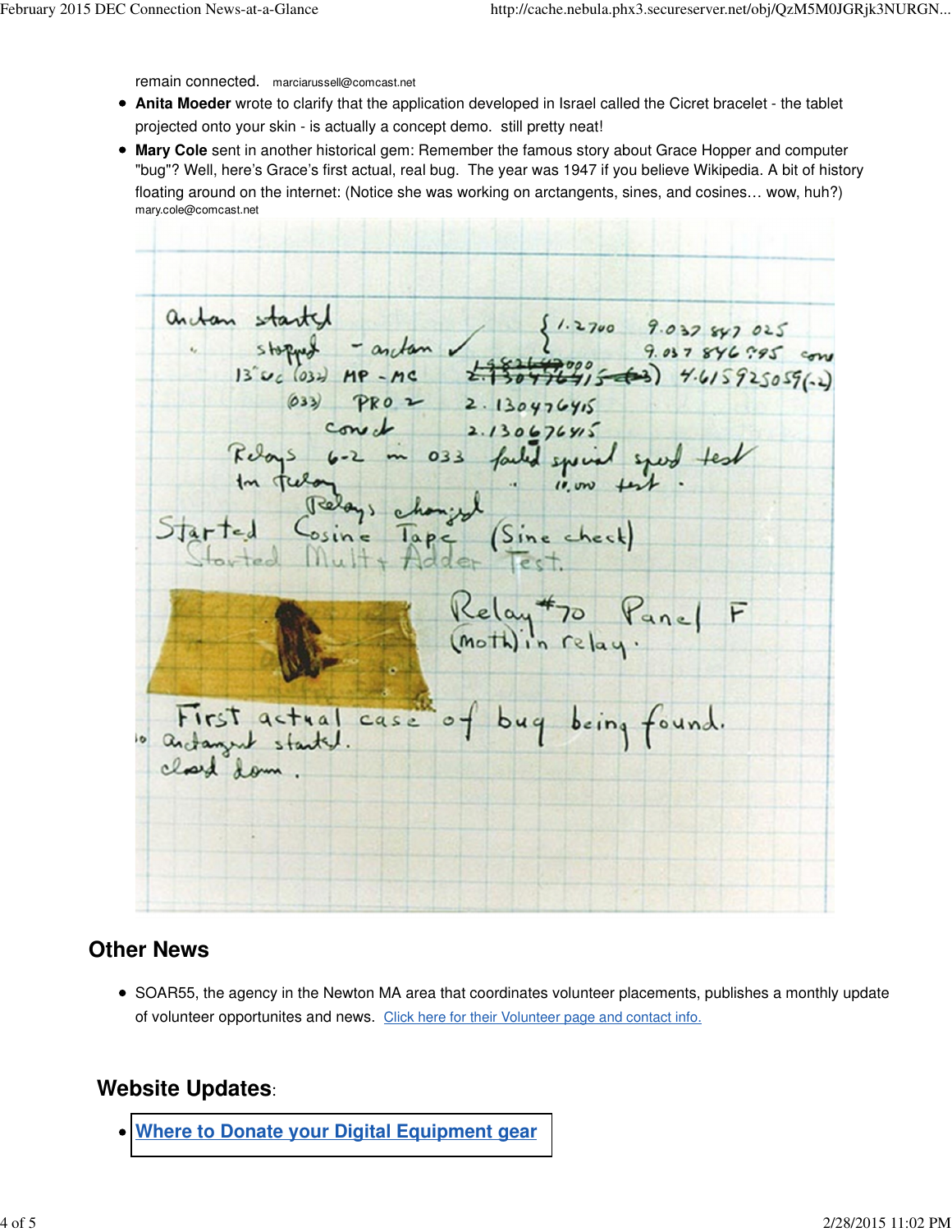remain connected. marciarussell@comcast.net

- **Anita Moeder** wrote to clarify that the application developed in Israel called the Cicret bracelet - the tablet projected onto your skin - is actually a concept demo. still pretty neat!
- **Mary Cole** sent in another historical gem: Remember the famous story about Grace Hopper and computer "bug"? Well, here's Grace's first actual, real bug. The year was 1947 if you believe Wikipedia. A bit of history floating around on the internet: (Notice she was working on arctangents, sines, and cosines… wow, huh?) mary.cole@comcast.net

## Other News

- SOAR55, the agency in the Newton MA area that coordinates volunteer placements, publishes a monthly update of volunteer opportunites and news. [Click here for their Volunteer page and contact info.]

## Website Updates:

- **[Where to Donate your Digital Equipment gear]**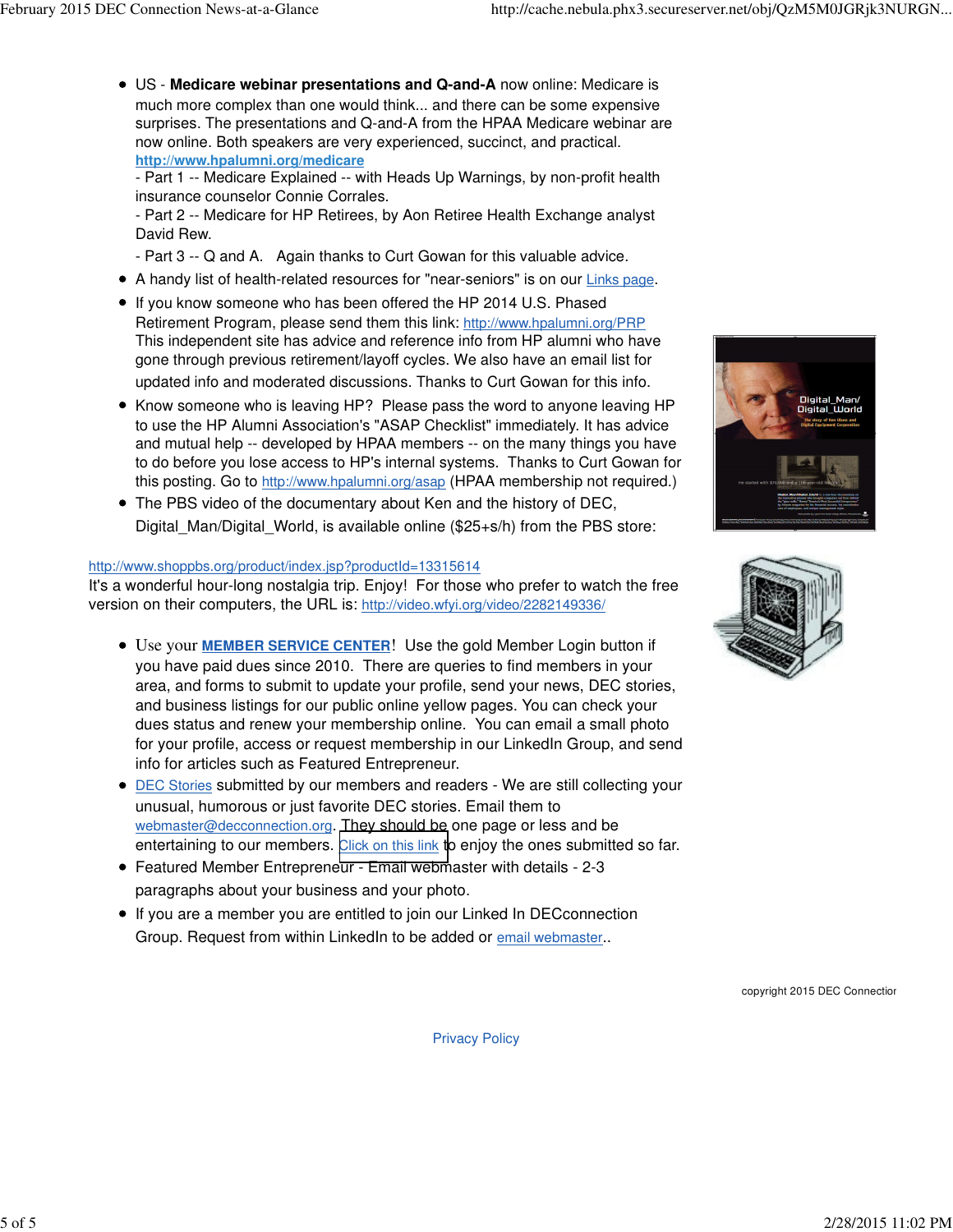- US - **Medicare webinar presentations and Q-and-A** now online: Medicare is much more complex than one would think... and there can be some expensive surprises. The presentations and Q-and-A from the HPAA Medicare webinar are now online. Both speakers are very experienced, succinct, and practical. **http://www.hpalumni.org/medicare**
  - Part 1 -- Medicare Explained -- with Heads Up Warnings, by non-profit health insurance counselor Connie Corrales.
  - Part 2 -- Medicare for HP Retirees, by Aon Retiree Health Exchange analyst David Rew.
  - Part 3 -- Q and A. Again thanks to Curt Gowan for this valuable advice.
- A handy list of health-related resources for "near-seniors" is on our Links page.
- If you know someone who has been offered the HP 2014 U.S. Phased Retirement Program, please send them this link: http://www.hpalumni.org/PRP This independent site has advice and reference info from HP alumni who have gone through previous retirement/layoff cycles. We also have an email list for updated info and moderated discussions. Thanks to Curt Gowan for this info.
- Know someone who is leaving HP? Please pass the word to anyone leaving HP to use the HP Alumni Association's "ASAP Checklist" immediately. It has advice and mutual help -- developed by HPAA members -- on the many things you have to do before you lose access to HP's internal systems. Thanks to Curt Gowan for this posting. Go to http://www.hpalumni.org/asap (HPAA membership not required.)
- The PBS video of the documentary about Ken and the history of DEC, Digital_Man/Digital_World, is available online ($25+s/h) from the PBS store:

http://www.shoppbs.org/product/index.jsp?productId=13315614
It's a wonderful hour-long nostalgia trip. Enjoy! For those who prefer to watch the free version on their computers, the URL is: http://video.wfyi.org/video/2282149336/

- Use your **MEMBER SERVICE CENTER**! Use the gold Member Login button if you have paid dues since 2010. There are queries to find members in your area, and forms to submit to update your profile, send your news, DEC stories, and business listings for our public online yellow pages. You can check your dues status and renew your membership online. You can email a small photo for your profile, access or request membership in our LinkedIn Group, and send info for articles such as Featured Entrepreneur.
- DEC Stories submitted by our members and readers - We are still collecting your unusual, humorous or just favorite DEC stories. Email them to webmaster@decconnection.org. They should be one page or less and be entertaining to our members. Click on this link to enjoy the ones submitted so far.
- Featured Member Entrepreneur - Email webmaster with details - 2-3 paragraphs about your business and your photo.
- If you are a member you are entitled to join our Linked In DECconnection Group. Request from within LinkedIn to be added or email webmaster..

copyright 2015 DEC Connection

Privacy Policy